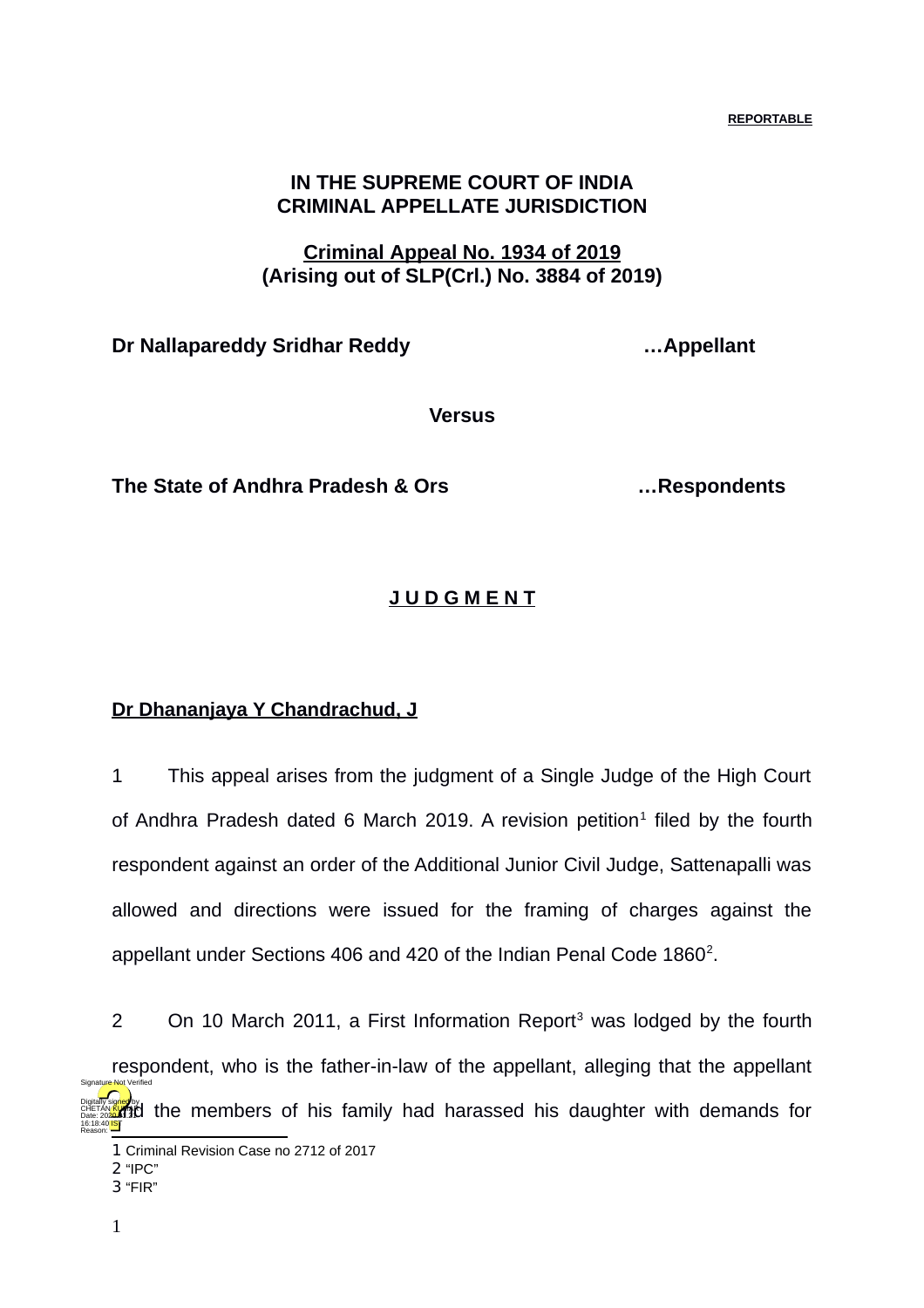**REPORTABLE**

**IN THE SUPREME COURT OF INDIA**
**CRIMINAL APPELLATE JURISDICTION**

**Criminal Appeal No. 1934 of 2019**
**(Arising out of SLP(Crl.) No. 3884 of 2019)**

**Dr Nallapareddy Sridhar Reddy …Appellant**

**Versus**

**The State of Andhra Pradesh & Ors …Respondents**

**J U D G M E N T**

**Dr Dhananjaya Y Chandrachud, J**

1 This appeal arises from the judgment of a Single Judge of the High Court of Andhra Pradesh dated 6 March 2019. A revision petition[1] filed by the fourth respondent against an order of the Additional Junior Civil Judge, Sattenapalli was allowed and directions were issued for the framing of charges against the appellant under Sections 406 and 420 of the Indian Penal Code 1860[2].

2 On 10 March 2011, a First Information Report[3] was lodged by the fourth respondent, who is the father-in-law of the appellant, alleging that the appellant and the members of his family had harassed his daughter with demands for

1 Criminal Revision Case no 2712 of 2017
2 "IPC"
3 "FIR"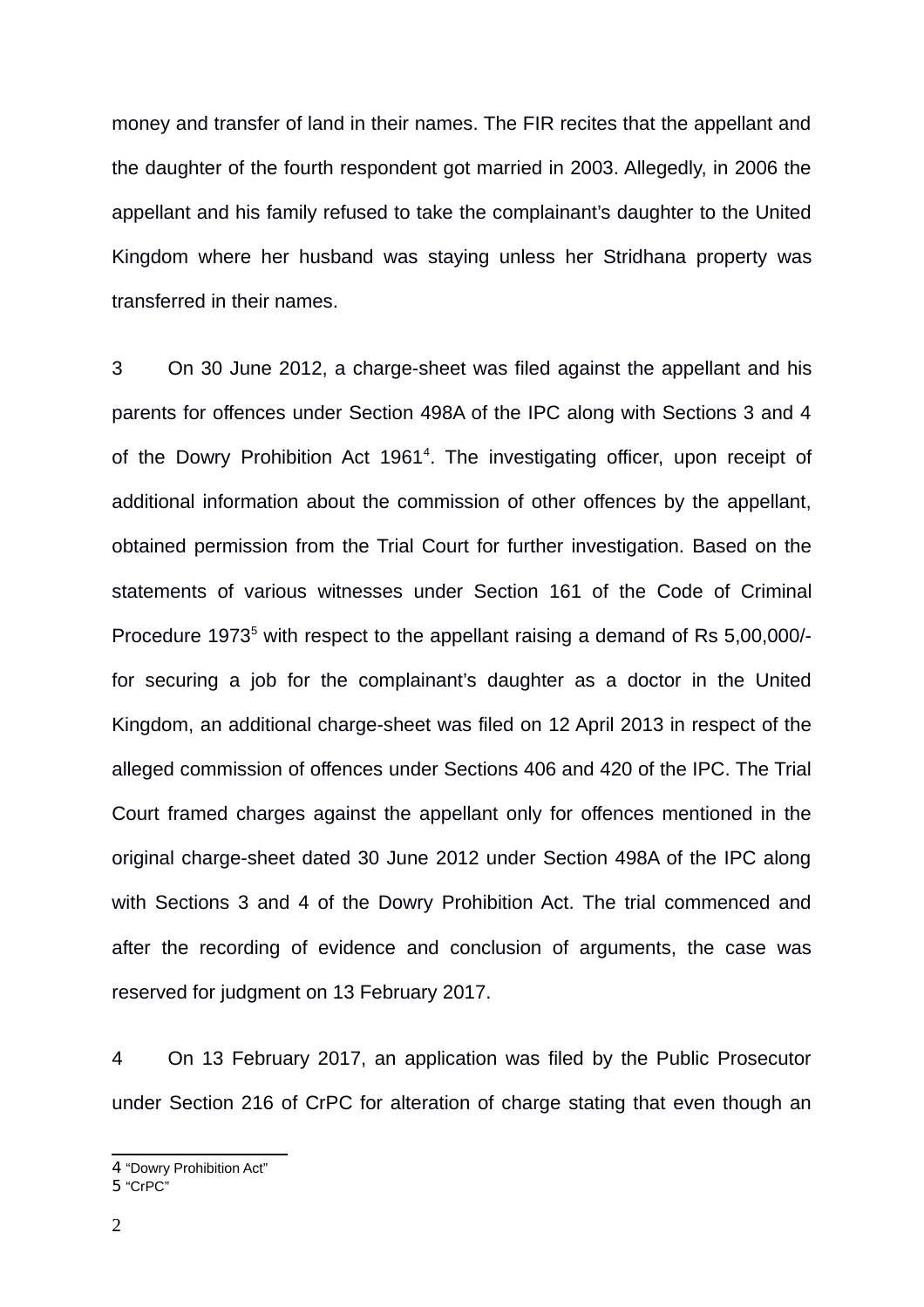money and transfer of land in their names. The FIR recites that the appellant and the daughter of the fourth respondent got married in 2003. Allegedly, in 2006 the appellant and his family refused to take the complainant's daughter to the United Kingdom where her husband was staying unless her Stridhana property was transferred in their names.

3 On 30 June 2012, a charge-sheet was filed against the appellant and his parents for offences under Section 498A of the IPC along with Sections 3 and 4 of the Dowry Prohibition Act 1961[4]. The investigating officer, upon receipt of additional information about the commission of other offences by the appellant, obtained permission from the Trial Court for further investigation. Based on the statements of various witnesses under Section 161 of the Code of Criminal Procedure 1973[5] with respect to the appellant raising a demand of Rs 5,00,000/- for securing a job for the complainant's daughter as a doctor in the United Kingdom, an additional charge-sheet was filed on 12 April 2013 in respect of the alleged commission of offences under Sections 406 and 420 of the IPC. The Trial Court framed charges against the appellant only for offences mentioned in the original charge-sheet dated 30 June 2012 under Section 498A of the IPC along with Sections 3 and 4 of the Dowry Prohibition Act. The trial commenced and after the recording of evidence and conclusion of arguments, the case was reserved for judgment on 13 February 2017.

4 On 13 February 2017, an application was filed by the Public Prosecutor under Section 216 of CrPC for alteration of charge stating that even though an

4 "Dowry Prohibition Act"

5 "CrPC"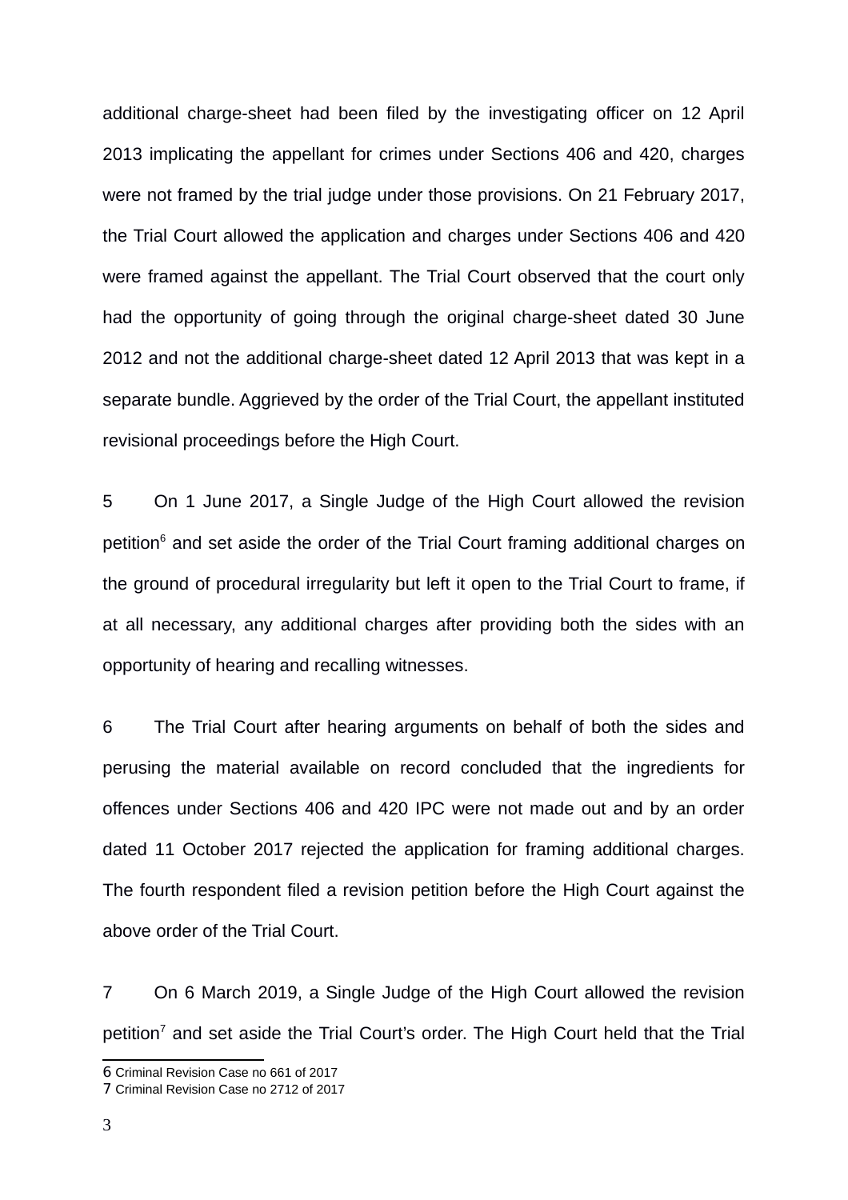additional charge-sheet had been filed by the investigating officer on 12 April 2013 implicating the appellant for crimes under Sections 406 and 420, charges were not framed by the trial judge under those provisions. On 21 February 2017, the Trial Court allowed the application and charges under Sections 406 and 420 were framed against the appellant. The Trial Court observed that the court only had the opportunity of going through the original charge-sheet dated 30 June 2012 and not the additional charge-sheet dated 12 April 2013 that was kept in a separate bundle. Aggrieved by the order of the Trial Court, the appellant instituted revisional proceedings before the High Court.

5 On 1 June 2017, a Single Judge of the High Court allowed the revision petition[6] and set aside the order of the Trial Court framing additional charges on the ground of procedural irregularity but left it open to the Trial Court to frame, if at all necessary, any additional charges after providing both the sides with an opportunity of hearing and recalling witnesses.

6 The Trial Court after hearing arguments on behalf of both the sides and perusing the material available on record concluded that the ingredients for offences under Sections 406 and 420 IPC were not made out and by an order dated 11 October 2017 rejected the application for framing additional charges. The fourth respondent filed a revision petition before the High Court against the above order of the Trial Court.

7 On 6 March 2019, a Single Judge of the High Court allowed the revision petition[7] and set aside the Trial Court's order. The High Court held that the Trial

---

6 Criminal Revision Case no 661 of 2017

7 Criminal Revision Case no 2712 of 2017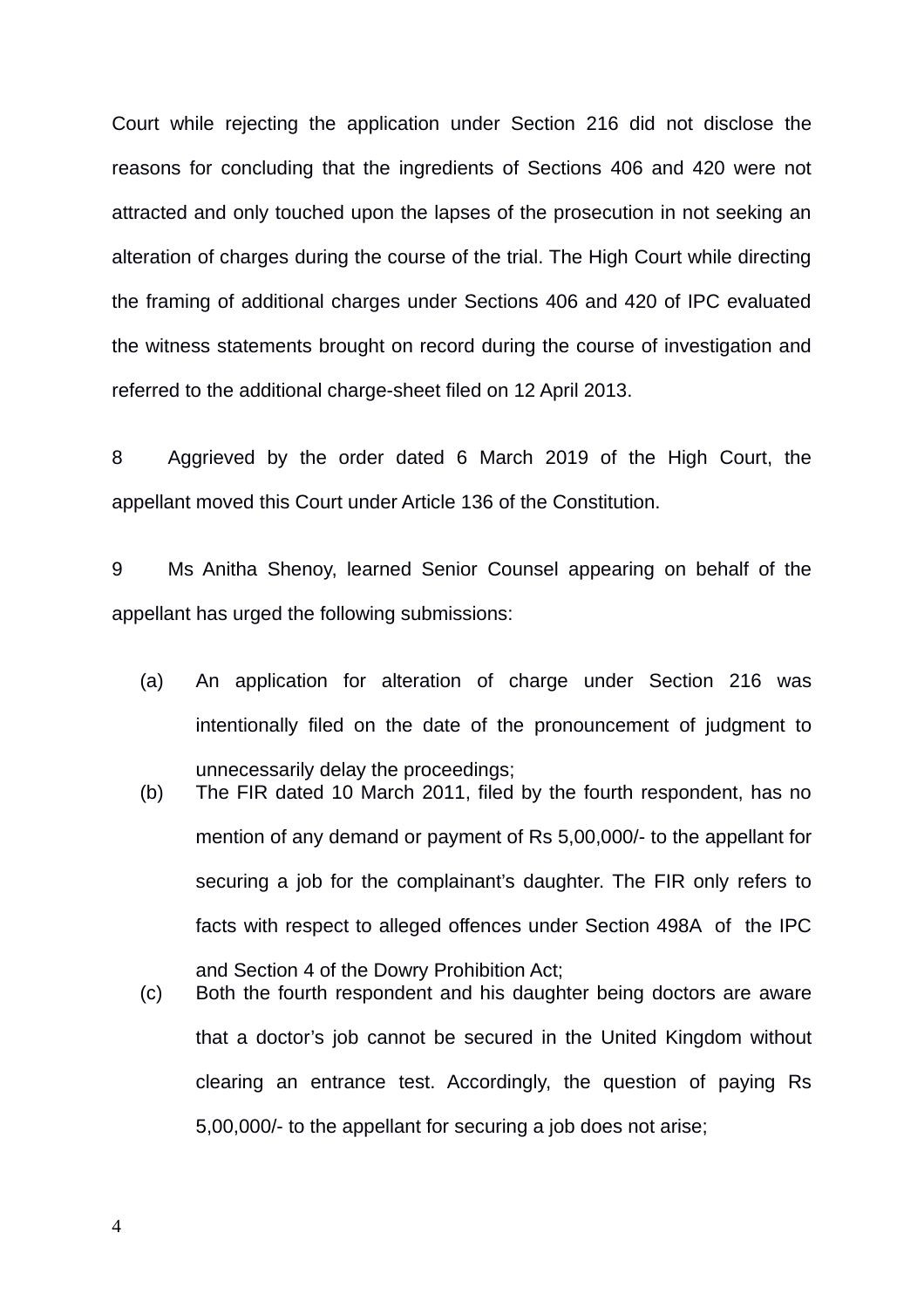Court while rejecting the application under Section 216 did not disclose the reasons for concluding that the ingredients of Sections 406 and 420 were not attracted and only touched upon the lapses of the prosecution in not seeking an alteration of charges during the course of the trial. The High Court while directing the framing of additional charges under Sections 406 and 420 of IPC evaluated the witness statements brought on record during the course of investigation and referred to the additional charge-sheet filed on 12 April 2013.

8 Aggrieved by the order dated 6 March 2019 of the High Court, the appellant moved this Court under Article 136 of the Constitution.

9 Ms Anitha Shenoy, learned Senior Counsel appearing on behalf of the appellant has urged the following submissions:

(a) An application for alteration of charge under Section 216 was intentionally filed on the date of the pronouncement of judgment to unnecessarily delay the proceedings;

(b) The FIR dated 10 March 2011, filed by the fourth respondent, has no mention of any demand or payment of Rs 5,00,000/- to the appellant for securing a job for the complainant's daughter. The FIR only refers to facts with respect to alleged offences under Section 498A of the IPC and Section 4 of the Dowry Prohibition Act;

(c) Both the fourth respondent and his daughter being doctors are aware that a doctor's job cannot be secured in the United Kingdom without clearing an entrance test. Accordingly, the question of paying Rs 5,00,000/- to the appellant for securing a job does not arise;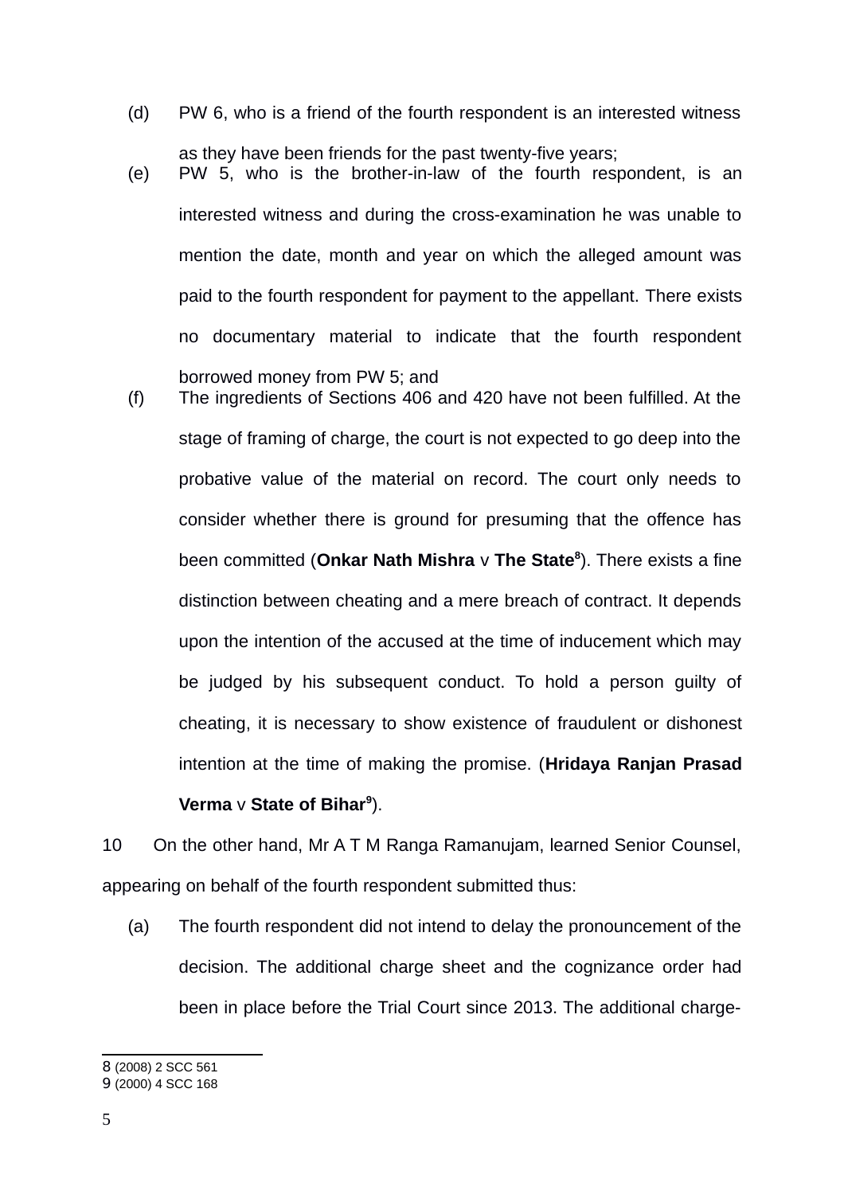(d) PW 6, who is a friend of the fourth respondent is an interested witness as they have been friends for the past twenty-five years;

(e) PW 5, who is the brother-in-law of the fourth respondent, is an interested witness and during the cross-examination he was unable to mention the date, month and year on which the alleged amount was paid to the fourth respondent for payment to the appellant. There exists no documentary material to indicate that the fourth respondent borrowed money from PW 5; and

(f) The ingredients of Sections 406 and 420 have not been fulfilled. At the stage of framing of charge, the court is not expected to go deep into the probative value of the material on record. The court only needs to consider whether there is ground for presuming that the offence has been committed (**Onkar Nath Mishra** v **The State**[8]). There exists a fine distinction between cheating and a mere breach of contract. It depends upon the intention of the accused at the time of inducement which may be judged by his subsequent conduct. To hold a person guilty of cheating, it is necessary to show existence of fraudulent or dishonest intention at the time of making the promise. (**Hridaya Ranjan Prasad Verma** v **State of Bihar**[9]).

10 On the other hand, Mr A T M Ranga Ramanujam, learned Senior Counsel, appearing on behalf of the fourth respondent submitted thus:

(a) The fourth respondent did not intend to delay the pronouncement of the decision. The additional charge sheet and the cognizance order had been in place before the Trial Court since 2013. The additional charge-

---

8 (2008) 2 SCC 561

9 (2000) 4 SCC 168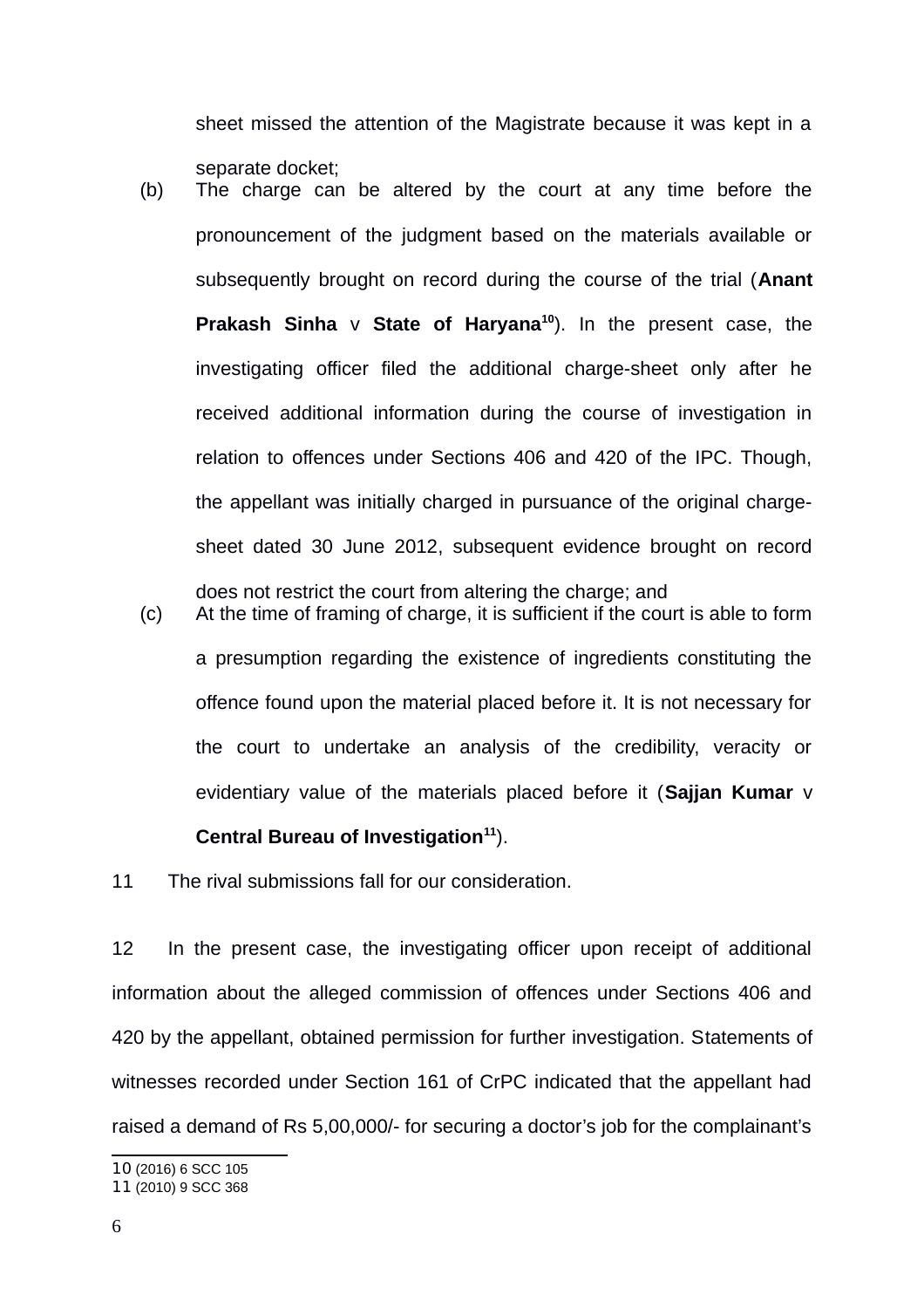sheet missed the attention of the Magistrate because it was kept in a separate docket;

(b) The charge can be altered by the court at any time before the pronouncement of the judgment based on the materials available or subsequently brought on record during the course of the trial (**Anant Prakash Sinha** v **State of Haryana**[10]). In the present case, the investigating officer filed the additional charge-sheet only after he received additional information during the course of investigation in relation to offences under Sections 406 and 420 of the IPC. Though, the appellant was initially charged in pursuance of the original charge-sheet dated 30 June 2012, subsequent evidence brought on record does not restrict the court from altering the charge; and

(c) At the time of framing of charge, it is sufficient if the court is able to form a presumption regarding the existence of ingredients constituting the offence found upon the material placed before it. It is not necessary for the court to undertake an analysis of the credibility, veracity or evidentiary value of the materials placed before it (**Sajjan Kumar** v **Central Bureau of Investigation**[11]).

11 The rival submissions fall for our consideration.

12 In the present case, the investigating officer upon receipt of additional information about the alleged commission of offences under Sections 406 and 420 by the appellant, obtained permission for further investigation. Statements of witnesses recorded under Section 161 of CrPC indicated that the appellant had raised a demand of Rs 5,00,000/- for securing a doctor's job for the complainant's

---

10 (2016) 6 SCC 105

11 (2010) 9 SCC 368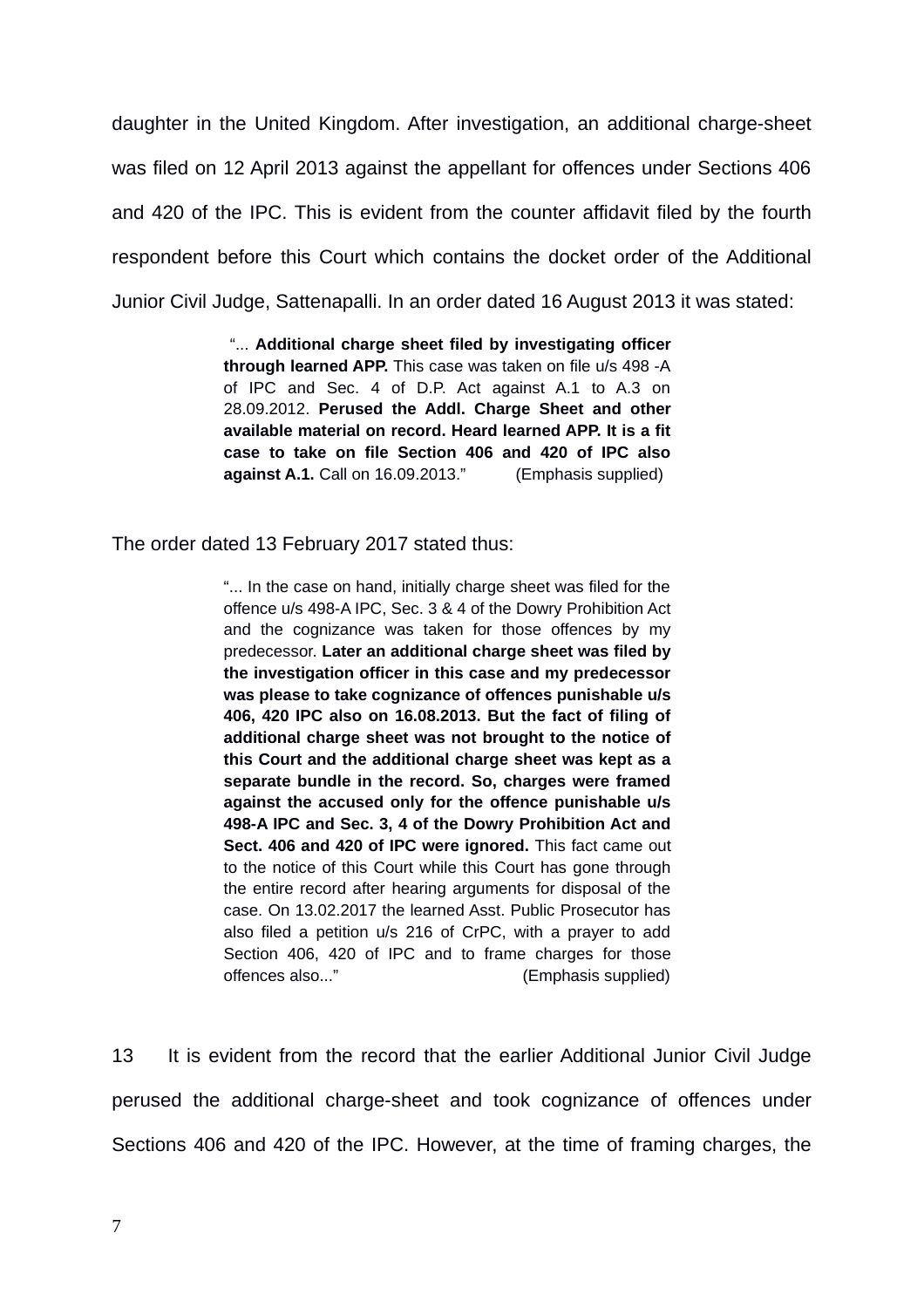daughter in the United Kingdom. After investigation, an additional charge-sheet was filed on 12 April 2013 against the appellant for offences under Sections 406 and 420 of the IPC. This is evident from the counter affidavit filed by the fourth respondent before this Court which contains the docket order of the Additional Junior Civil Judge, Sattenapalli. In an order dated 16 August 2013 it was stated:

> "... **Additional charge sheet filed by investigating officer through learned APP.** This case was taken on file u/s 498 -A of IPC and Sec. 4 of D.P. Act against A.1 to A.3 on 28.09.2012. **Perused the Addl. Charge Sheet and other available material on record. Heard learned APP. It is a fit case to take on file Section 406 and 420 of IPC also against A.1.** Call on 16.09.2013." (Emphasis supplied)

The order dated 13 February 2017 stated thus:

> "... In the case on hand, initially charge sheet was filed for the offence u/s 498-A IPC, Sec. 3 & 4 of the Dowry Prohibition Act and the cognizance was taken for those offences by my predecessor. **Later an additional charge sheet was filed by the investigation officer in this case and my predecessor was please to take cognizance of offences punishable u/s 406, 420 IPC also on 16.08.2013. But the fact of filing of additional charge sheet was not brought to the notice of this Court and the additional charge sheet was kept as a separate bundle in the record. So, charges were framed against the accused only for the offence punishable u/s 498-A IPC and Sec. 3, 4 of the Dowry Prohibition Act and Sect. 406 and 420 of IPC were ignored.** This fact came out to the notice of this Court while this Court has gone through the entire record after hearing arguments for disposal of the case. On 13.02.2017 the learned Asst. Public Prosecutor has also filed a petition u/s 216 of CrPC, with a prayer to add Section 406, 420 of IPC and to frame charges for those offences also..." (Emphasis supplied)

13 It is evident from the record that the earlier Additional Junior Civil Judge perused the additional charge-sheet and took cognizance of offences under Sections 406 and 420 of the IPC. However, at the time of framing charges, the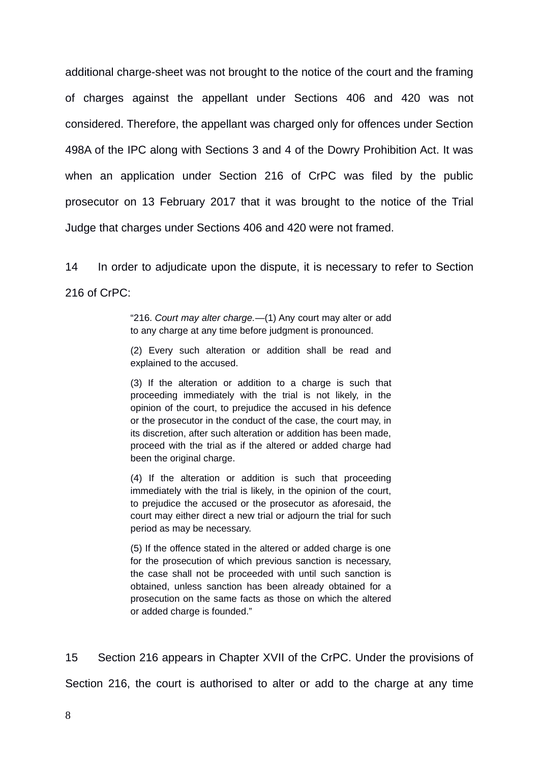additional charge-sheet was not brought to the notice of the court and the framing of charges against the appellant under Sections 406 and 420 was not considered. Therefore, the appellant was charged only for offences under Section 498A of the IPC along with Sections 3 and 4 of the Dowry Prohibition Act. It was when an application under Section 216 of CrPC was filed by the public prosecutor on 13 February 2017 that it was brought to the notice of the Trial Judge that charges under Sections 406 and 420 were not framed.

14 In order to adjudicate upon the dispute, it is necessary to refer to Section 216 of CrPC:

> "216. *Court may alter charge.*—(1) Any court may alter or add to any charge at any time before judgment is pronounced.
>
> (2) Every such alteration or addition shall be read and explained to the accused.
>
> (3) If the alteration or addition to a charge is such that proceeding immediately with the trial is not likely, in the opinion of the court, to prejudice the accused in his defence or the prosecutor in the conduct of the case, the court may, in its discretion, after such alteration or addition has been made, proceed with the trial as if the altered or added charge had been the original charge.
>
> (4) If the alteration or addition is such that proceeding immediately with the trial is likely, in the opinion of the court, to prejudice the accused or the prosecutor as aforesaid, the court may either direct a new trial or adjourn the trial for such period as may be necessary.
>
> (5) If the offence stated in the altered or added charge is one for the prosecution of which previous sanction is necessary, the case shall not be proceeded with until such sanction is obtained, unless sanction has been already obtained for a prosecution on the same facts as those on which the altered or added charge is founded."

15 Section 216 appears in Chapter XVII of the CrPC. Under the provisions of Section 216, the court is authorised to alter or add to the charge at any time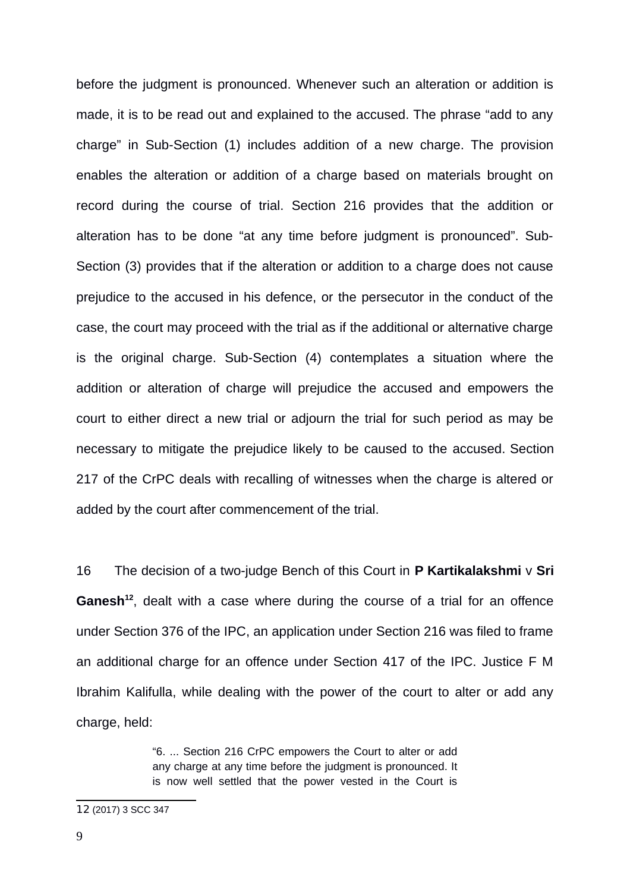before the judgment is pronounced. Whenever such an alteration or addition is made, it is to be read out and explained to the accused. The phrase "add to any charge" in Sub-Section (1) includes addition of a new charge. The provision enables the alteration or addition of a charge based on materials brought on record during the course of trial. Section 216 provides that the addition or alteration has to be done "at any time before judgment is pronounced". Sub-Section (3) provides that if the alteration or addition to a charge does not cause prejudice to the accused in his defence, or the persecutor in the conduct of the case, the court may proceed with the trial as if the additional or alternative charge is the original charge. Sub-Section (4) contemplates a situation where the addition or alteration of charge will prejudice the accused and empowers the court to either direct a new trial or adjourn the trial for such period as may be necessary to mitigate the prejudice likely to be caused to the accused. Section 217 of the CrPC deals with recalling of witnesses when the charge is altered or added by the court after commencement of the trial.

16 The decision of a two-judge Bench of this Court in **P Kartikalakshmi** v **Sri Ganesh**[12], dealt with a case where during the course of a trial for an offence under Section 376 of the IPC, an application under Section 216 was filed to frame an additional charge for an offence under Section 417 of the IPC. Justice F M Ibrahim Kalifulla, while dealing with the power of the court to alter or add any charge, held:

> "6. ... Section 216 CrPC empowers the Court to alter or add any charge at any time before the judgment is pronounced. It is now well settled that the power vested in the Court is

---

12 (2017) 3 SCC 347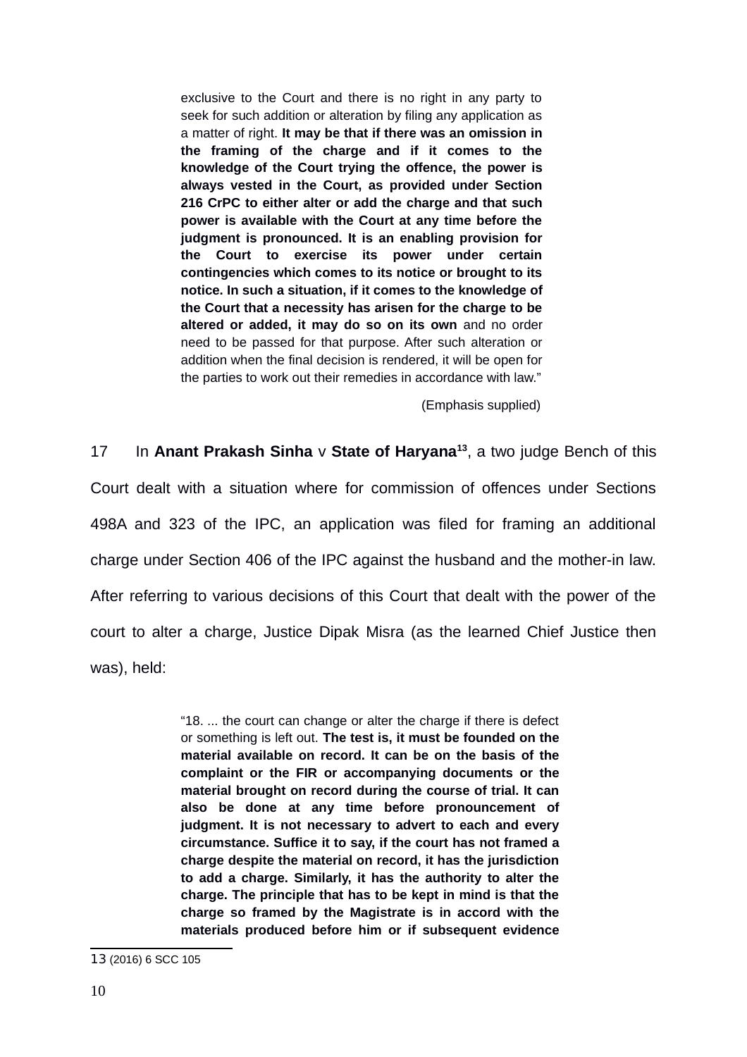> exclusive to the Court and there is no right in any party to seek for such addition or alteration by filing any application as a matter of right. **It may be that if there was an omission in the framing of the charge and if it comes to the knowledge of the Court trying the offence, the power is always vested in the Court, as provided under Section 216 CrPC to either alter or add the charge and that such power is available with the Court at any time before the judgment is pronounced. It is an enabling provision for the Court to exercise its power under certain contingencies which comes to its notice or brought to its notice. In such a situation, if it comes to the knowledge of the Court that a necessity has arisen for the charge to be altered or added, it may do so on its own** and no order need to be passed for that purpose. After such alteration or addition when the final decision is rendered, it will be open for the parties to work out their remedies in accordance with law."
>
> (Emphasis supplied)

17 In **Anant Prakash Sinha** v **State of Haryana**[13], a two judge Bench of this Court dealt with a situation where for commission of offences under Sections 498A and 323 of the IPC, an application was filed for framing an additional charge under Section 406 of the IPC against the husband and the mother-in law. After referring to various decisions of this Court that dealt with the power of the court to alter a charge, Justice Dipak Misra (as the learned Chief Justice then was), held:

> "18. ... the court can change or alter the charge if there is defect or something is left out. **The test is, it must be founded on the material available on record. It can be on the basis of the complaint or the FIR or accompanying documents or the material brought on record during the course of trial. It can also be done at any time before pronouncement of judgment. It is not necessary to advert to each and every circumstance. Suffice it to say, if the court has not framed a charge despite the material on record, it has the jurisdiction to add a charge. Similarly, it has the authority to alter the charge. The principle that has to be kept in mind is that the charge so framed by the Magistrate is in accord with the materials produced before him or if subsequent evidence**

---

13 (2016) 6 SCC 105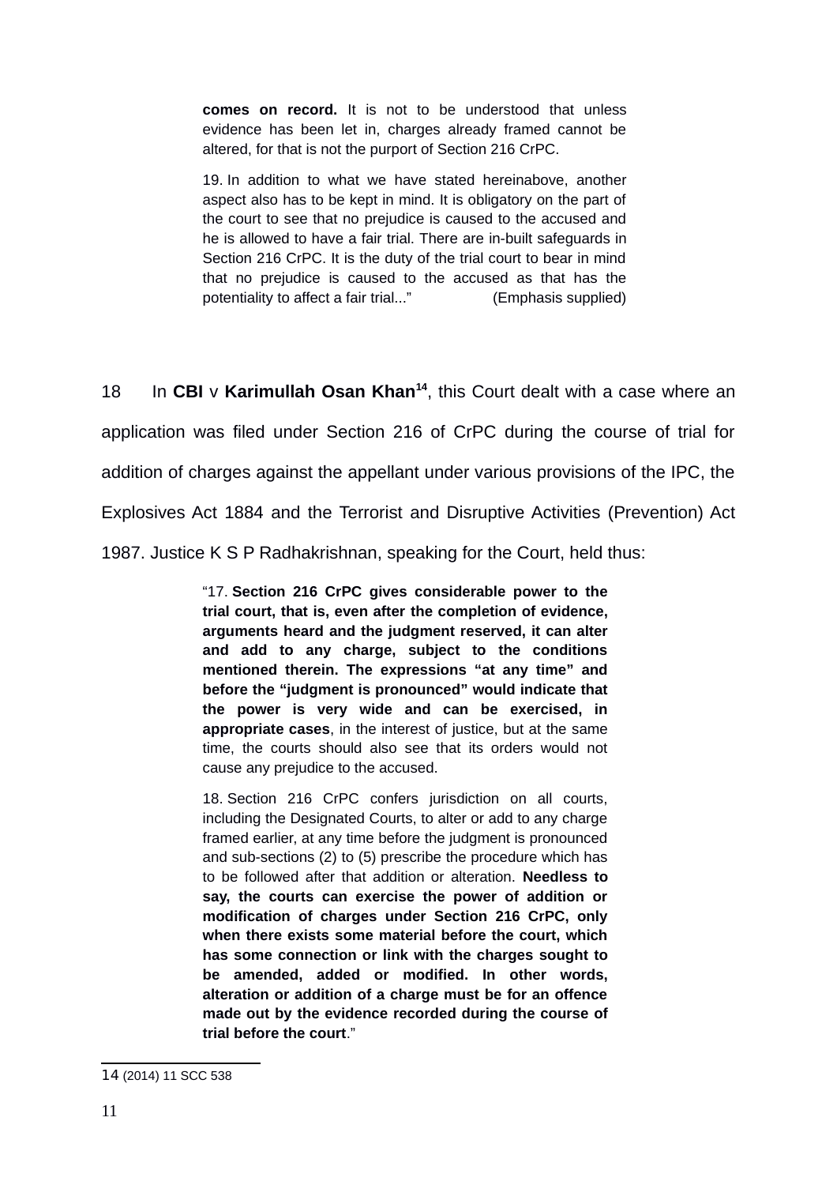> **comes on record.** It is not to be understood that unless evidence has been let in, charges already framed cannot be altered, for that is not the purport of Section 216 CrPC.
>
> 19. In addition to what we have stated hereinabove, another aspect also has to be kept in mind. It is obligatory on the part of the court to see that no prejudice is caused to the accused and he is allowed to have a fair trial. There are in-built safeguards in Section 216 CrPC. It is the duty of the trial court to bear in mind that no prejudice is caused to the accused as that has the potentiality to affect a fair trial..." (Emphasis supplied)

18 In **CBI** v **Karimullah Osan Khan**[14], this Court dealt with a case where an application was filed under Section 216 of CrPC during the course of trial for addition of charges against the appellant under various provisions of the IPC, the Explosives Act 1884 and the Terrorist and Disruptive Activities (Prevention) Act 1987. Justice K S P Radhakrishnan, speaking for the Court, held thus:

> "17. **Section 216 CrPC gives considerable power to the trial court, that is, even after the completion of evidence, arguments heard and the judgment reserved, it can alter and add to any charge, subject to the conditions mentioned therein. The expressions "at any time" and before the "judgment is pronounced" would indicate that the power is very wide and can be exercised, in appropriate cases**, in the interest of justice, but at the same time, the courts should also see that its orders would not cause any prejudice to the accused.
>
> 18. Section 216 CrPC confers jurisdiction on all courts, including the Designated Courts, to alter or add to any charge framed earlier, at any time before the judgment is pronounced and sub-sections (2) to (5) prescribe the procedure which has to be followed after that addition or alteration. **Needless to say, the courts can exercise the power of addition or modification of charges under Section 216 CrPC, only when there exists some material before the court, which has some connection or link with the charges sought to be amended, added or modified. In other words, alteration or addition of a charge must be for an offence made out by the evidence recorded during the course of trial before the court**."

---

14 (2014) 11 SCC 538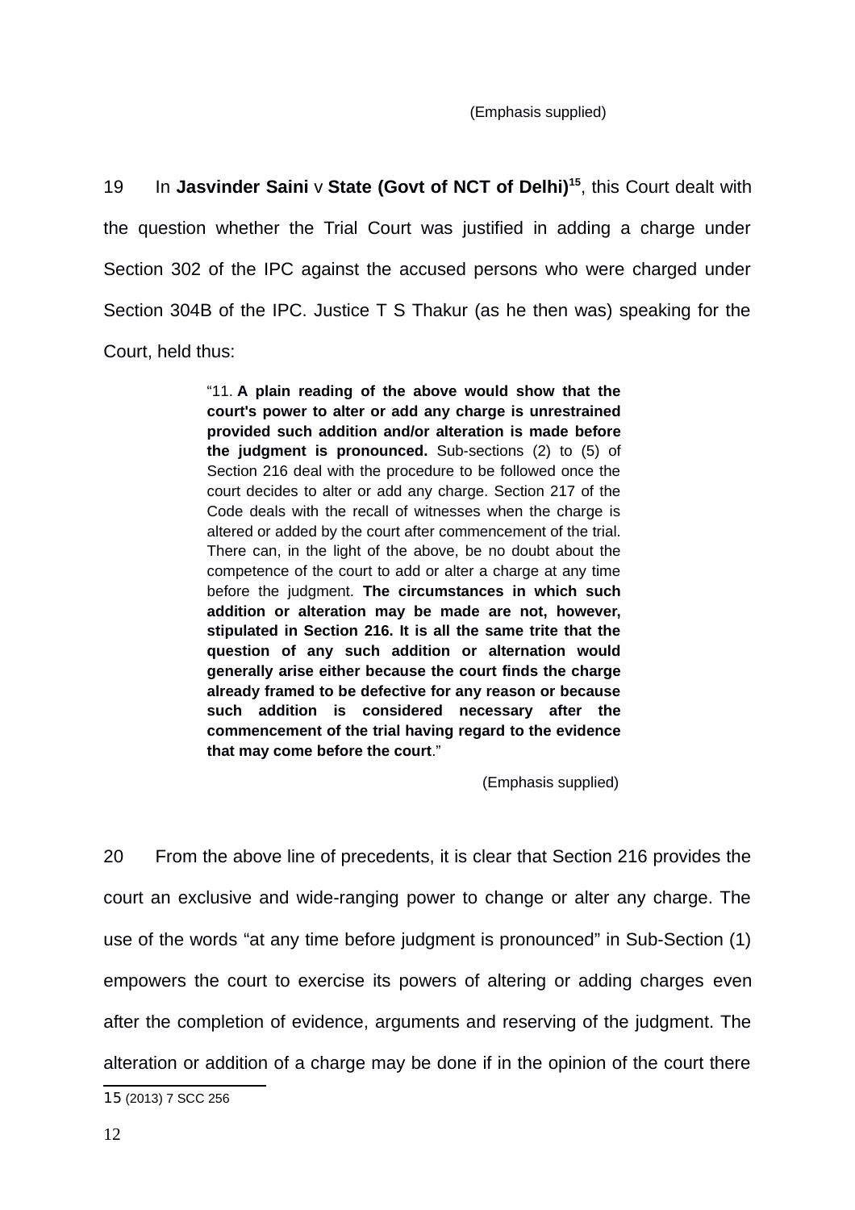(Emphasis supplied)

19 In **Jasvinder Saini** v **State (Govt of NCT of Delhi)**[15], this Court dealt with the question whether the Trial Court was justified in adding a charge under Section 302 of the IPC against the accused persons who were charged under Section 304B of the IPC. Justice T S Thakur (as he then was) speaking for the Court, held thus:

> "11. **A plain reading of the above would show that the court's power to alter or add any charge is unrestrained provided such addition and/or alteration is made before the judgment is pronounced.** Sub-sections (2) to (5) of Section 216 deal with the procedure to be followed once the court decides to alter or add any charge. Section 217 of the Code deals with the recall of witnesses when the charge is altered or added by the court after commencement of the trial. There can, in the light of the above, be no doubt about the competence of the court to add or alter a charge at any time before the judgment. **The circumstances in which such addition or alteration may be made are not, however, stipulated in Section 216. It is all the same trite that the question of any such addition or alternation would generally arise either because the court finds the charge already framed to be defective for any reason or because such addition is considered necessary after the commencement of the trial having regard to the evidence that may come before the court**."
>
> (Emphasis supplied)

20 From the above line of precedents, it is clear that Section 216 provides the court an exclusive and wide-ranging power to change or alter any charge. The use of the words "at any time before judgment is pronounced" in Sub-Section (1) empowers the court to exercise its powers of altering or adding charges even after the completion of evidence, arguments and reserving of the judgment. The alteration or addition of a charge may be done if in the opinion of the court there

---

15 (2013) 7 SCC 256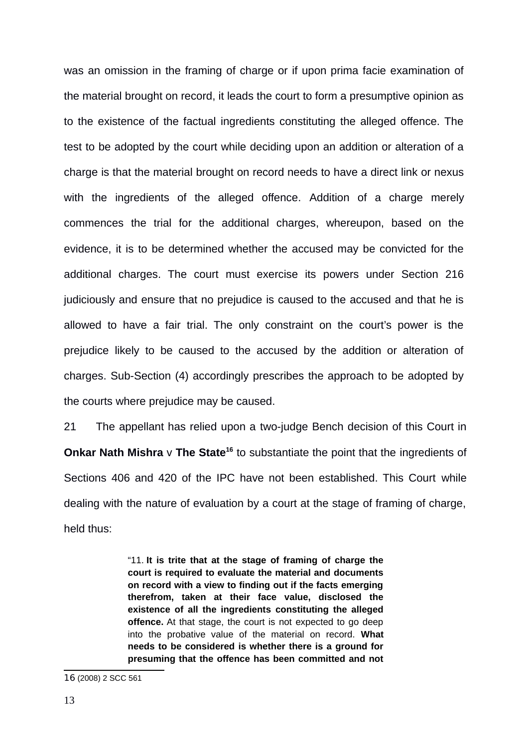was an omission in the framing of charge or if upon prima facie examination of the material brought on record, it leads the court to form a presumptive opinion as to the existence of the factual ingredients constituting the alleged offence. The test to be adopted by the court while deciding upon an addition or alteration of a charge is that the material brought on record needs to have a direct link or nexus with the ingredients of the alleged offence. Addition of a charge merely commences the trial for the additional charges, whereupon, based on the evidence, it is to be determined whether the accused may be convicted for the additional charges. The court must exercise its powers under Section 216 judiciously and ensure that no prejudice is caused to the accused and that he is allowed to have a fair trial. The only constraint on the court's power is the prejudice likely to be caused to the accused by the addition or alteration of charges. Sub-Section (4) accordingly prescribes the approach to be adopted by the courts where prejudice may be caused.

21 The appellant has relied upon a two-judge Bench decision of this Court in **Onkar Nath Mishra** v **The State**[16] to substantiate the point that the ingredients of Sections 406 and 420 of the IPC have not been established. This Court while dealing with the nature of evaluation by a court at the stage of framing of charge, held thus:

> "11. **It is trite that at the stage of framing of charge the court is required to evaluate the material and documents on record with a view to finding out if the facts emerging therefrom, taken at their face value, disclosed the existence of all the ingredients constituting the alleged offence.** At that stage, the court is not expected to go deep into the probative value of the material on record. **What needs to be considered is whether there is a ground for presuming that the offence has been committed and not**

---

16 (2008) 2 SCC 561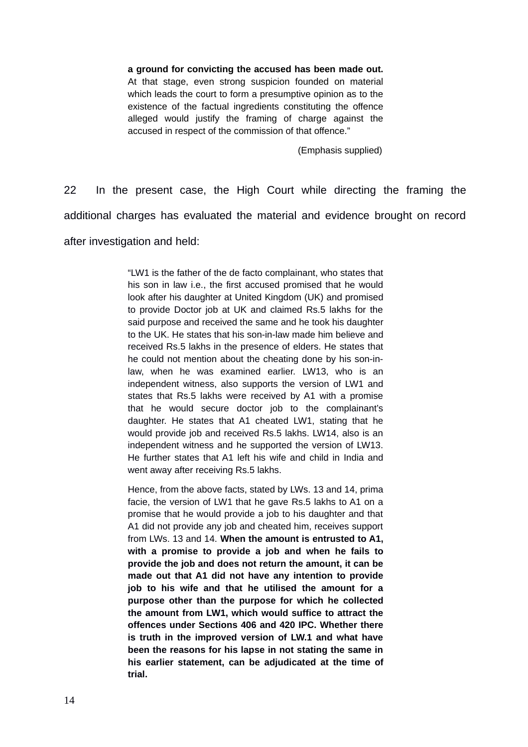> **a ground for convicting the accused has been made out.** At that stage, even strong suspicion founded on material which leads the court to form a presumptive opinion as to the existence of the factual ingredients constituting the offence alleged would justify the framing of charge against the accused in respect of the commission of that offence."
>
> (Emphasis supplied)

22 In the present case, the High Court while directing the framing the additional charges has evaluated the material and evidence brought on record after investigation and held:

> "LW1 is the father of the de facto complainant, who states that his son in law i.e., the first accused promised that he would look after his daughter at United Kingdom (UK) and promised to provide Doctor job at UK and claimed Rs.5 lakhs for the said purpose and received the same and he took his daughter to the UK. He states that his son-in-law made him believe and received Rs.5 lakhs in the presence of elders. He states that he could not mention about the cheating done by his son-in-law, when he was examined earlier. LW13, who is an independent witness, also supports the version of LW1 and states that Rs.5 lakhs were received by A1 with a promise that he would secure doctor job to the complainant's daughter. He states that A1 cheated LW1, stating that he would provide job and received Rs.5 lakhs. LW14, also is an independent witness and he supported the version of LW13. He further states that A1 left his wife and child in India and went away after receiving Rs.5 lakhs.
>
> Hence, from the above facts, stated by LWs. 13 and 14, prima facie, the version of LW1 that he gave Rs.5 lakhs to A1 on a promise that he would provide a job to his daughter and that A1 did not provide any job and cheated him, receives support from LWs. 13 and 14. **When the amount is entrusted to A1, with a promise to provide a job and when he fails to provide the job and does not return the amount, it can be made out that A1 did not have any intention to provide job to his wife and that he utilised the amount for a purpose other than the purpose for which he collected the amount from LW1, which would suffice to attract the offences under Sections 406 and 420 IPC. Whether there is truth in the improved version of LW.1 and what have been the reasons for his lapse in not stating the same in his earlier statement, can be adjudicated at the time of trial.**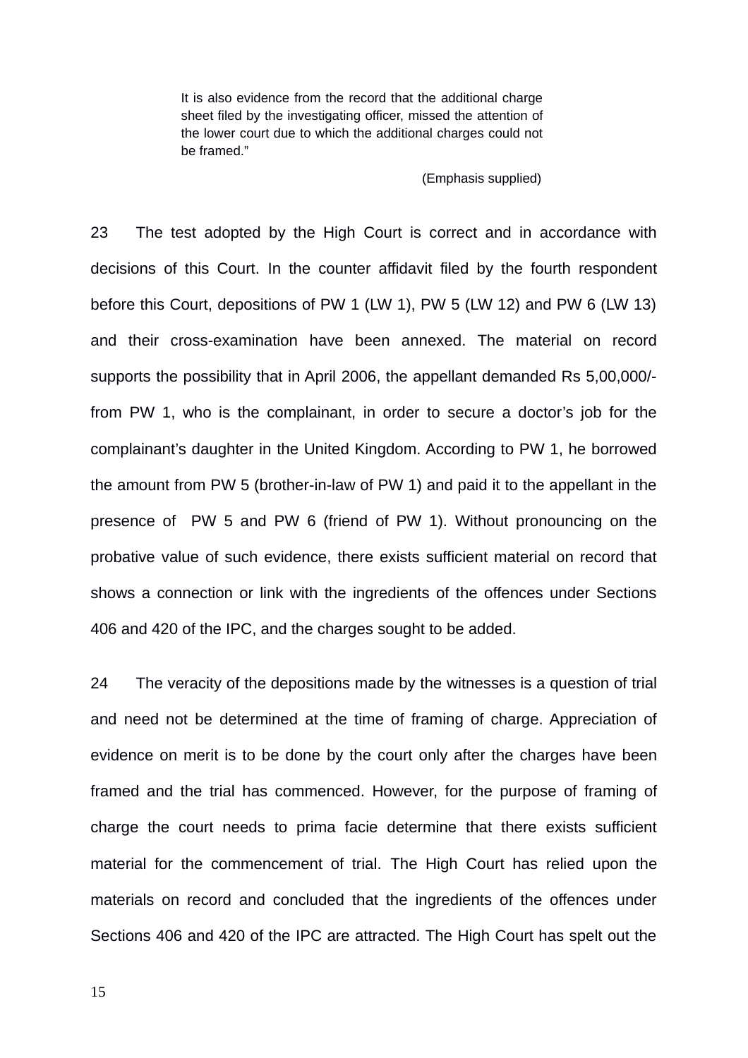> It is also evidence from the record that the additional charge sheet filed by the investigating officer, missed the attention of the lower court due to which the additional charges could not be framed."
>
> (Emphasis supplied)

23 The test adopted by the High Court is correct and in accordance with decisions of this Court. In the counter affidavit filed by the fourth respondent before this Court, depositions of PW 1 (LW 1), PW 5 (LW 12) and PW 6 (LW 13) and their cross-examination have been annexed. The material on record supports the possibility that in April 2006, the appellant demanded Rs 5,00,000/- from PW 1, who is the complainant, in order to secure a doctor's job for the complainant's daughter in the United Kingdom. According to PW 1, he borrowed the amount from PW 5 (brother-in-law of PW 1) and paid it to the appellant in the presence of PW 5 and PW 6 (friend of PW 1). Without pronouncing on the probative value of such evidence, there exists sufficient material on record that shows a connection or link with the ingredients of the offences under Sections 406 and 420 of the IPC, and the charges sought to be added.

24 The veracity of the depositions made by the witnesses is a question of trial and need not be determined at the time of framing of charge. Appreciation of evidence on merit is to be done by the court only after the charges have been framed and the trial has commenced. However, for the purpose of framing of charge the court needs to prima facie determine that there exists sufficient material for the commencement of trial. The High Court has relied upon the materials on record and concluded that the ingredients of the offences under Sections 406 and 420 of the IPC are attracted. The High Court has spelt out the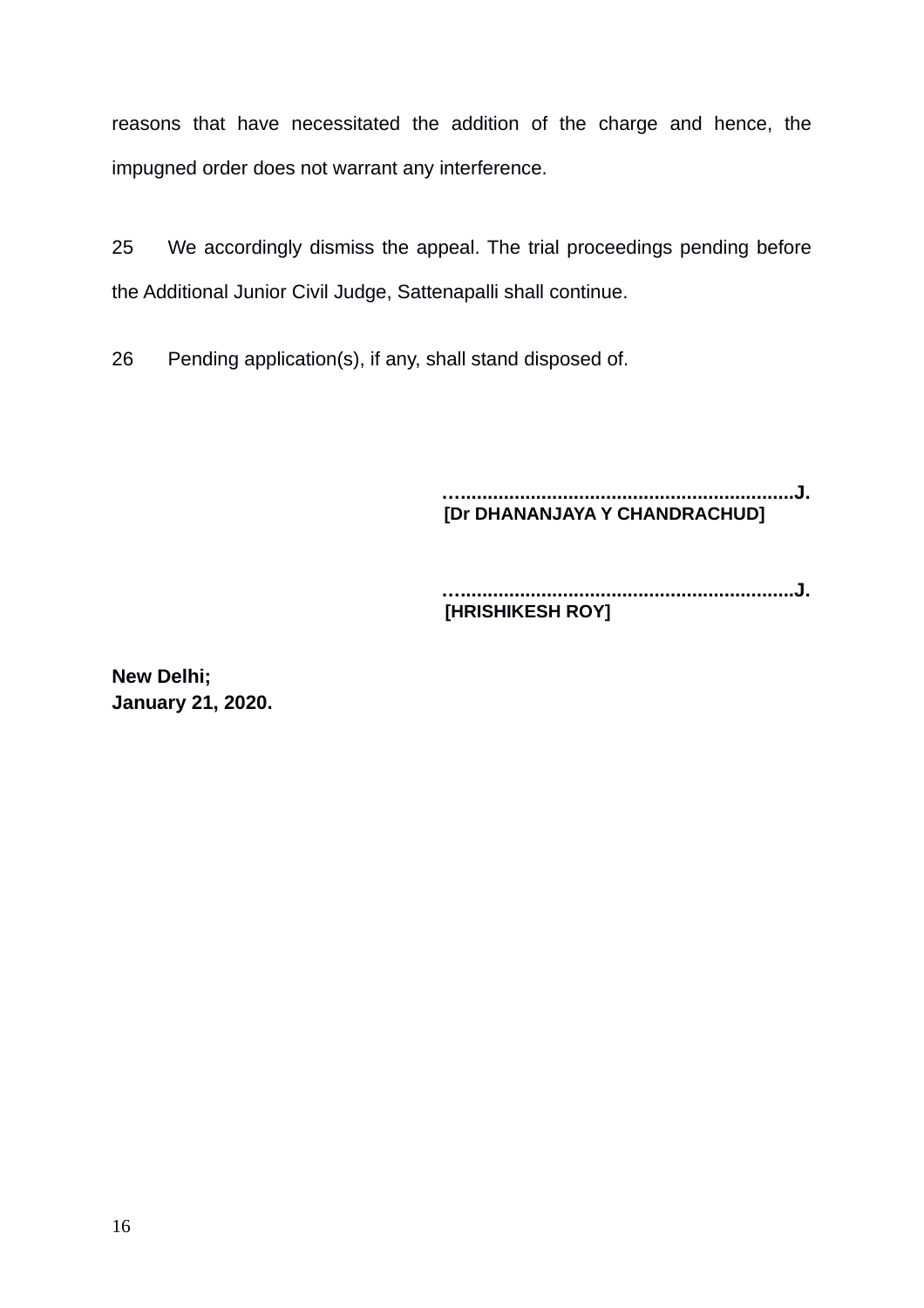reasons that have necessitated the addition of the charge and hence, the impugned order does not warrant any interference.

25 We accordingly dismiss the appeal. The trial proceedings pending before the Additional Junior Civil Judge, Sattenapalli shall continue.

26 Pending application(s), if any, shall stand disposed of.

**…..............................................................J.**
**[Dr DHANANJAYA Y CHANDRACHUD]**

**…..............................................................J.**
**[HRISHIKESH ROY]**

**New Delhi;**
**January 21, 2020.**